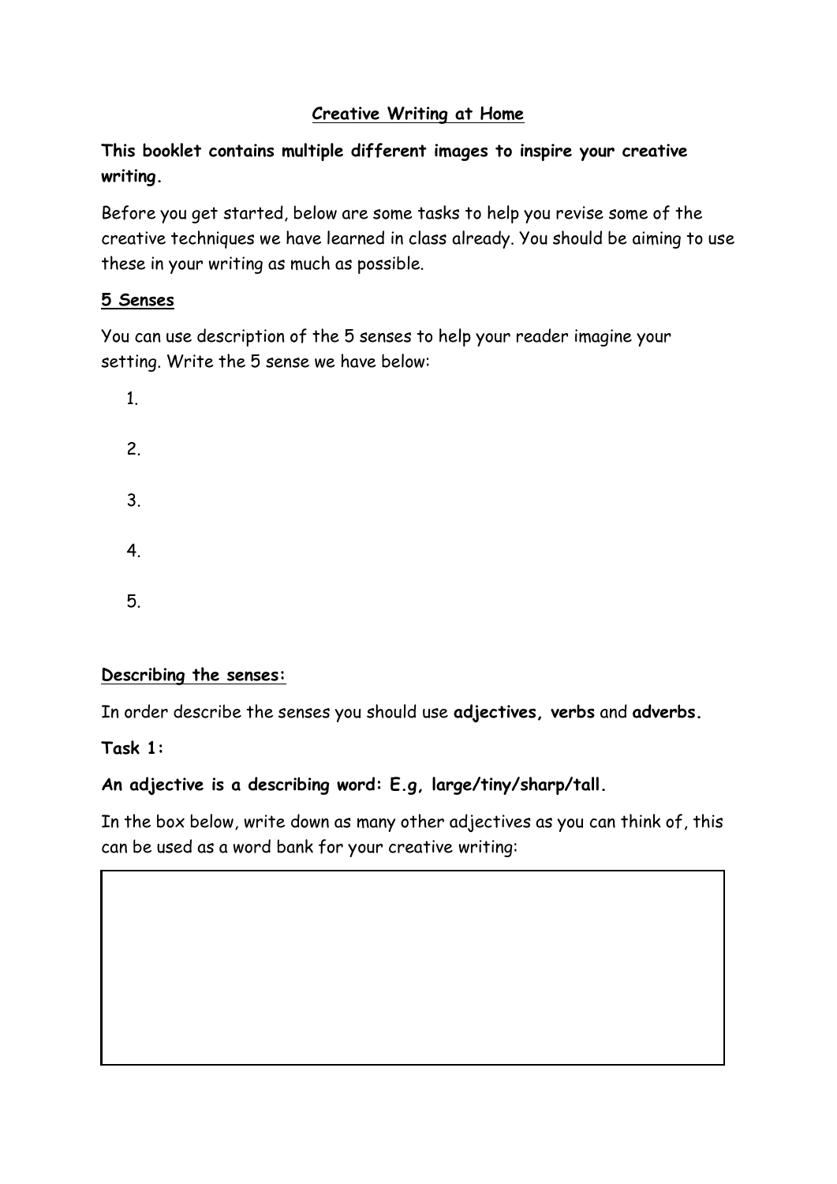# <u>Creative Writing at Home</u>

**This booklet contains multiple different images to inspire your creative writing.**

Before you get started, below are some tasks to help you revise some of the creative techniques we have learned in class already. You should be aiming to use these in your writing as much as possible.

## <u>5 Senses</u>

You can use description of the 5 senses to help your reader imagine your setting. Write the 5 sense we have below:

1.

2.

3.

4.

5.

## <u>Describing the senses:</u>

In order describe the senses you should use **adjectives, verbs** and **adverbs.**

**Task 1:**

**An adjective is a describing word: E.g, large/tiny/sharp/tall.**

In the box below, write down as many other adjectives as you can think of, this can be used as a word bank for your creative writing:

|  |
|---|
|  |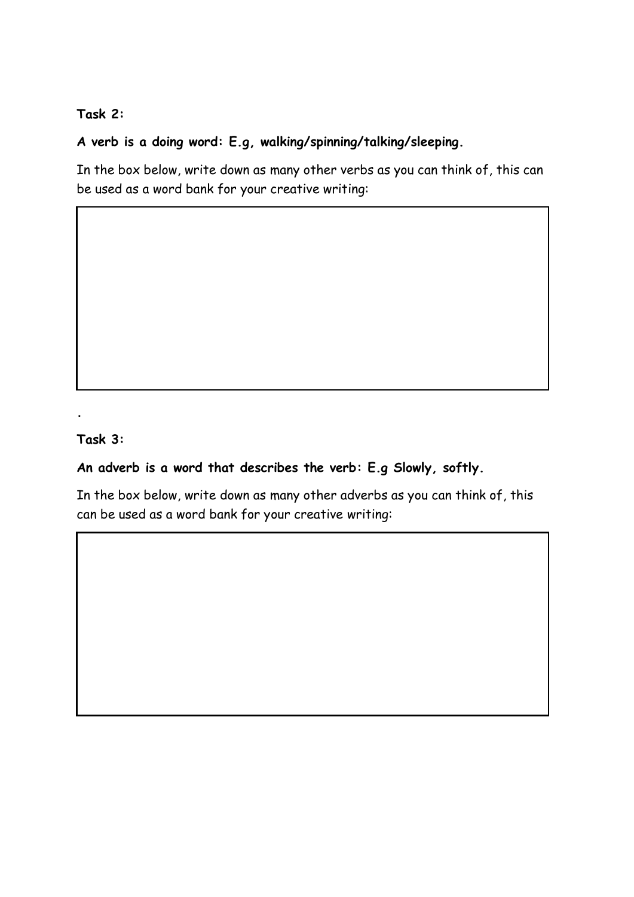**Task 2:**

**A verb is a doing word: E.g, walking/spinning/talking/sleeping.**

In the box below, write down as many other verbs as you can think of, this can be used as a word bank for your creative writing:

.

**Task 3:**

**An adverb is a word that describes the verb: E.g Slowly, softly.**

In the box below, write down as many other adverbs as you can think of, this can be used as a word bank for your creative writing: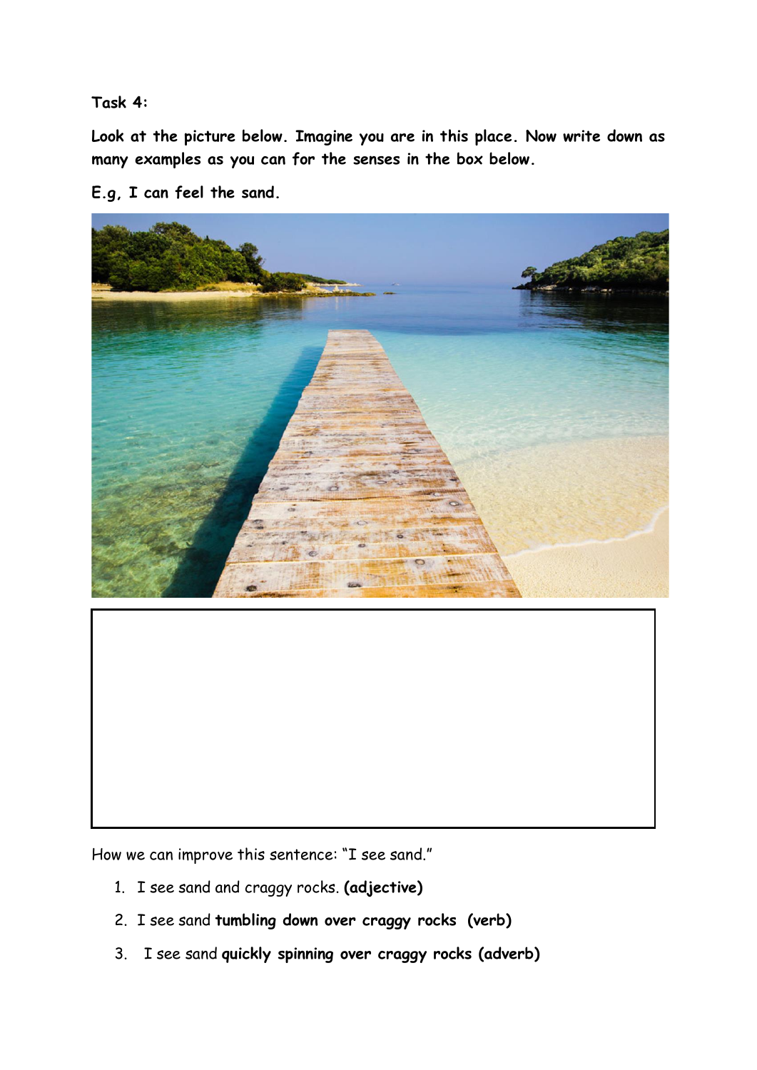**Task 4:**

**Look at the picture below. Imagine you are in this place. Now write down as many examples as you can for the senses in the box below.**

**E.g, I can feel the sand.**

How we can improve this sentence: "I see sand."

1. I see sand and craggy rocks. **(adjective)**
2. I see sand **tumbling down over craggy rocks (verb)**
3. I see sand **quickly spinning over craggy rocks (adverb)**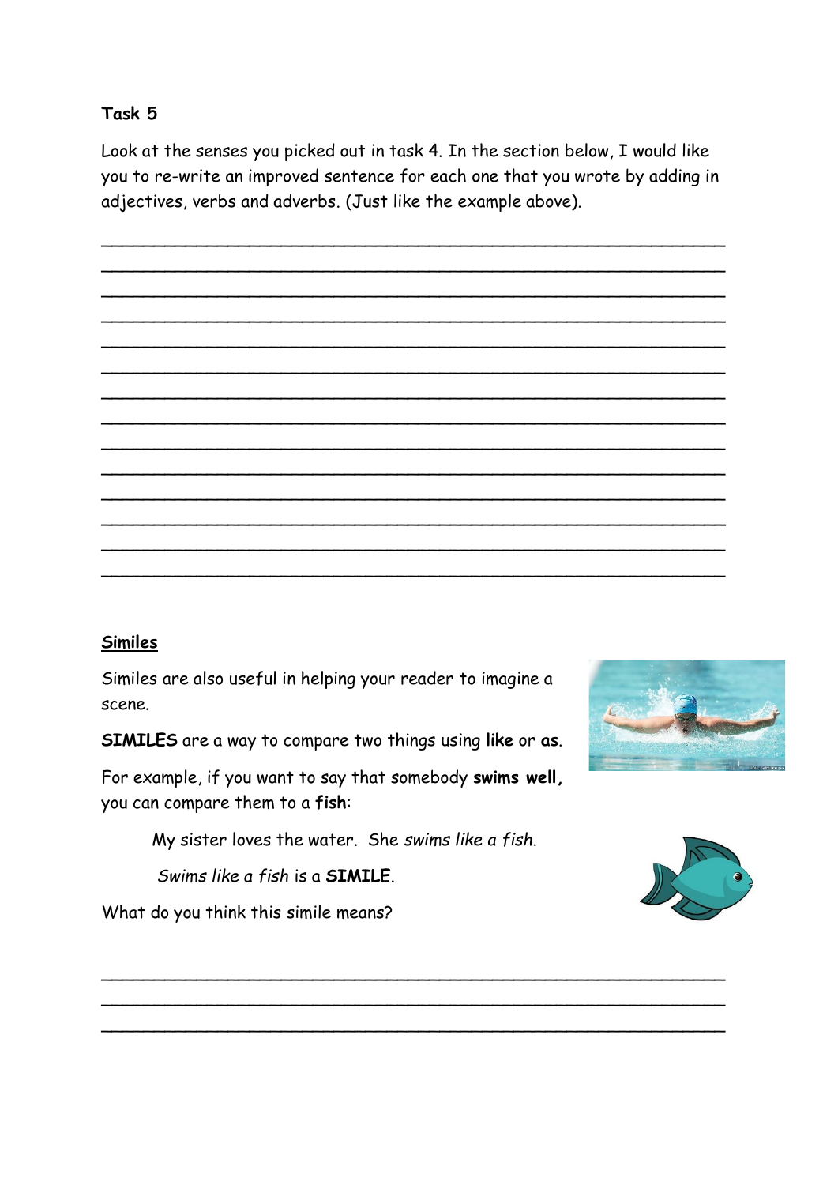**Task 5**

Look at the senses you picked out in task 4. In the section below, I would like you to re-write an improved sentence for each one that you wrote by adding in adjectives, verbs and adverbs. (Just like the example above).

______________________________________________________________

______________________________________________________________

______________________________________________________________

______________________________________________________________

______________________________________________________________

______________________________________________________________

______________________________________________________________

______________________________________________________________

______________________________________________________________

______________________________________________________________

______________________________________________________________

______________________________________________________________

______________________________________________________________

______________________________________________________________

**<u>Similes</u>**

Similes are also useful in helping your reader to imagine a scene.

**SIMILES** are a way to compare two things using **like** or **as**.

For example, if you want to say that somebody **swims well,** you can compare them to a **fish**:

> My sister loves the water. She *swims like a fish*.
>
> *Swims like a fish* is a **SIMILE**.

What do you think this simile means?

______________________________________________________________

______________________________________________________________

______________________________________________________________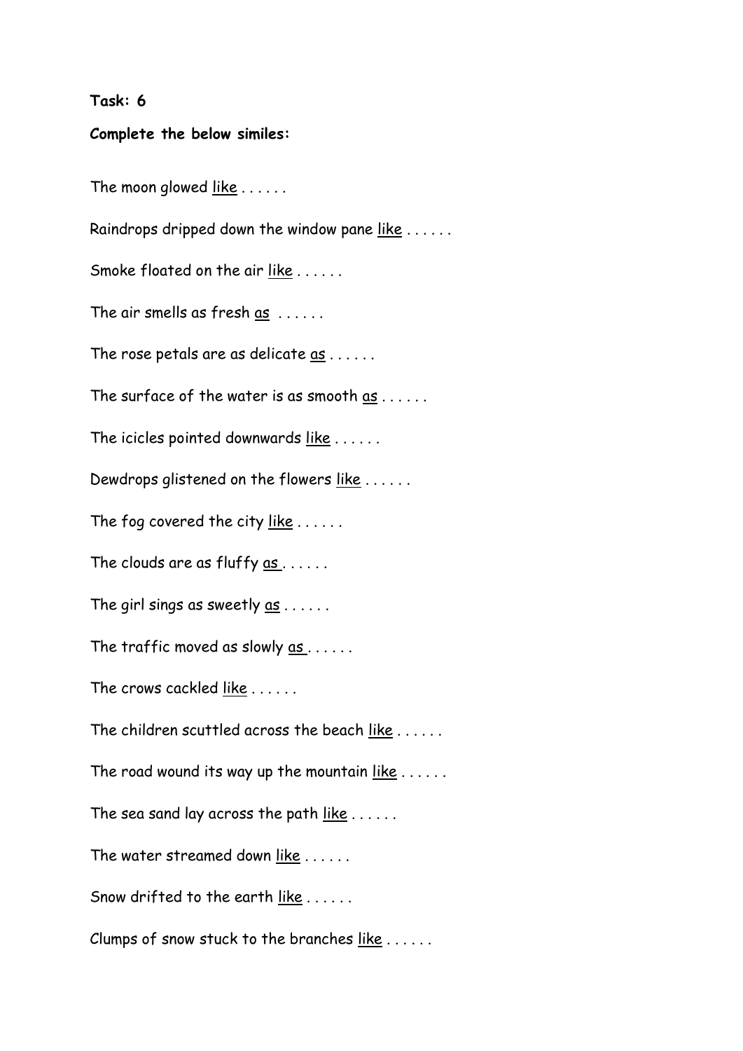**Task: 6**

**Complete the below similes:**

The moon glowed <u>like</u> . . . . . .

Raindrops dripped down the window pane <u>like</u> . . . . . .

Smoke floated on the air <u>like</u> . . . . . .

The air smells as fresh <u>as</u> . . . . . .

The rose petals are as delicate <u>as</u> . . . . . .

The surface of the water is as smooth <u>as</u> . . . . . .

The icicles pointed downwards <u>like</u> . . . . . .

Dewdrops glistened on the flowers <u>like</u> . . . . . .

The fog covered the city <u>like</u> . . . . . .

The clouds are as fluffy <u>as</u> . . . . . .

The girl sings as sweetly <u>as</u> . . . . . .

The traffic moved as slowly <u>as</u> . . . . . .

The crows cackled <u>like</u> . . . . . .

The children scuttled across the beach <u>like</u> . . . . . .

The road wound its way up the mountain <u>like</u> . . . . . .

The sea sand lay across the path <u>like</u> . . . . . .

The water streamed down <u>like</u> . . . . . .

Snow drifted to the earth <u>like</u> . . . . . .

Clumps of snow stuck to the branches <u>like</u> . . . . . .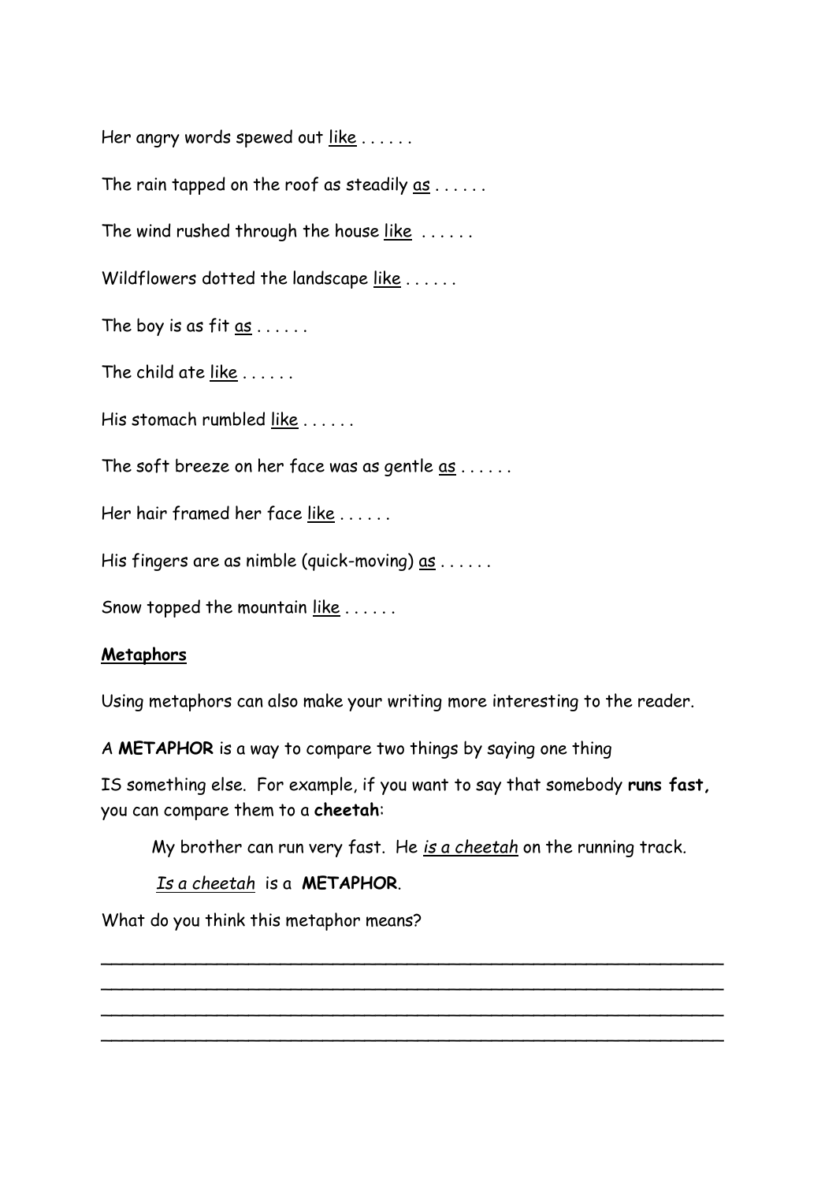Her angry words spewed out <u>like</u> . . . . . .

The rain tapped on the roof as steadily <u>as</u> . . . . . .

The wind rushed through the house <u>like</u> . . . . . .

Wildflowers dotted the landscape <u>like</u> . . . . . .

The boy is as fit <u>as</u> . . . . . .

The child ate <u>like</u> . . . . . .

His stomach rumbled <u>like</u> . . . . . .

The soft breeze on her face was as gentle <u>as</u> . . . . . .

Her hair framed her face <u>like</u> . . . . . .

His fingers are as nimble (quick-moving) <u>as</u> . . . . . .

Snow topped the mountain <u>like</u> . . . . . .

## <u>**Metaphors**</u>

Using metaphors can also make your writing more interesting to the reader.

A **METAPHOR** is a way to compare two things by saying one thing IS something else. For example, if you want to say that somebody **runs fast,** you can compare them to a **cheetah**:

> My brother can run very fast. He <u>*is a cheetah*</u> on the running track.
>
> <u>*Is a cheetah*</u> is a **METAPHOR**.

What do you think this metaphor means?

\_\_\_\_\_\_\_\_\_\_\_\_\_\_\_\_\_\_\_\_\_\_\_\_\_\_\_\_\_\_\_\_\_\_\_\_\_\_\_\_\_\_\_\_\_\_\_\_\_\_\_\_\_\_\_\_\_\_\_\_

\_\_\_\_\_\_\_\_\_\_\_\_\_\_\_\_\_\_\_\_\_\_\_\_\_\_\_\_\_\_\_\_\_\_\_\_\_\_\_\_\_\_\_\_\_\_\_\_\_\_\_\_\_\_\_\_\_\_\_\_

\_\_\_\_\_\_\_\_\_\_\_\_\_\_\_\_\_\_\_\_\_\_\_\_\_\_\_\_\_\_\_\_\_\_\_\_\_\_\_\_\_\_\_\_\_\_\_\_\_\_\_\_\_\_\_\_\_\_\_\_

\_\_\_\_\_\_\_\_\_\_\_\_\_\_\_\_\_\_\_\_\_\_\_\_\_\_\_\_\_\_\_\_\_\_\_\_\_\_\_\_\_\_\_\_\_\_\_\_\_\_\_\_\_\_\_\_\_\_\_\_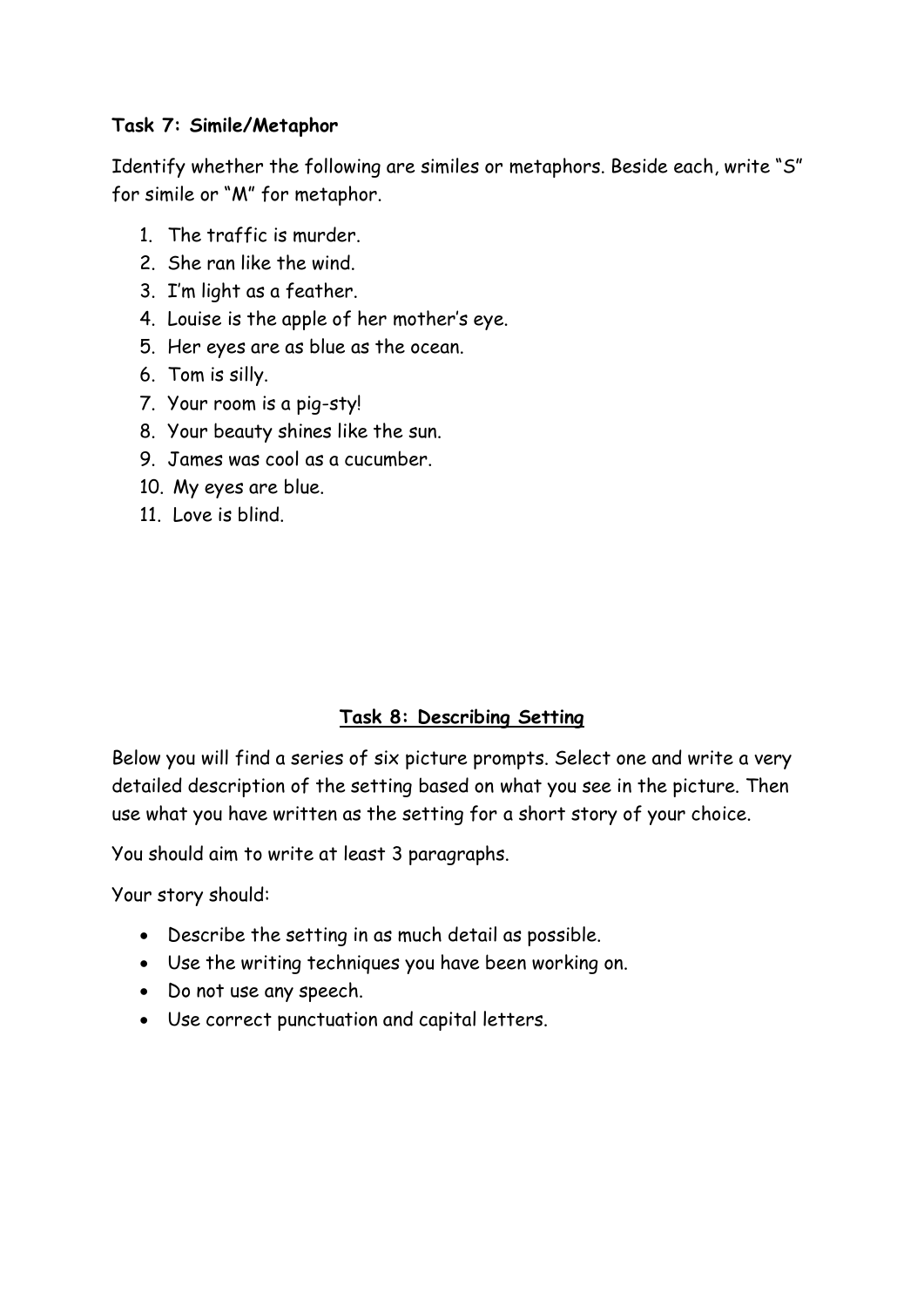**Task 7: Simile/Metaphor**

Identify whether the following are similes or metaphors. Beside each, write "S" for simile or "M" for metaphor.

1. The traffic is murder.
2. She ran like the wind.
3. I'm light as a feather.
4. Louise is the apple of her mother's eye.
5. Her eyes are as blue as the ocean.
6. Tom is silly.
7. Your room is a pig-sty!
8. Your beauty shines like the sun.
9. James was cool as a cucumber.
10. My eyes are blue.
11. Love is blind.

## Task 8: Describing Setting

Below you will find a series of six picture prompts. Select one and write a very detailed description of the setting based on what you see in the picture. Then use what you have written as the setting for a short story of your choice.

You should aim to write at least 3 paragraphs.

Your story should:

- Describe the setting in as much detail as possible.
- Use the writing techniques you have been working on.
- Do not use any speech.
- Use correct punctuation and capital letters.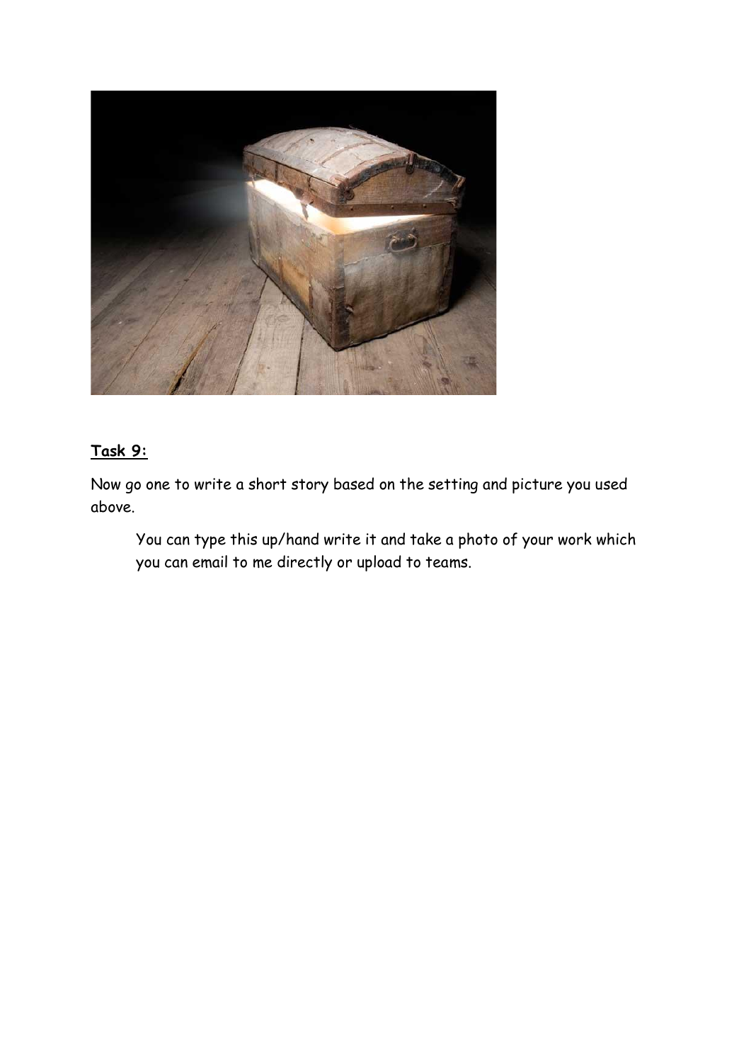**Task 9:**

Now go one to write a short story based on the setting and picture you used above.

You can type this up/hand write it and take a photo of your work which you can email to me directly or upload to teams.